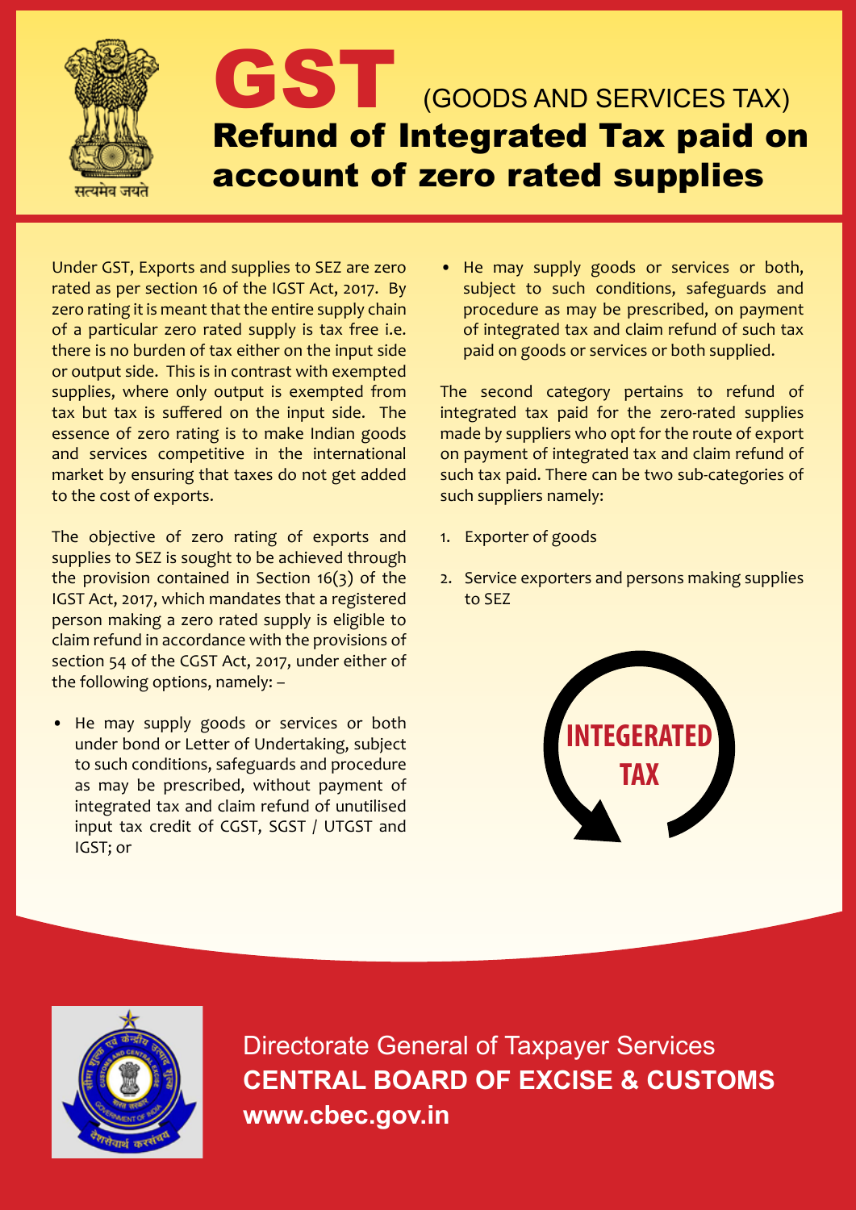# GST (GOODS AND SERVICES TAX)

## Refund of Integrated Tax paid on account of zero rated supplies

Under GST, Exports and supplies to SEZ are zero rated as per section 16 of the IGST Act, 2017. By zero rating it is meant that the entire supply chain of a particular zero rated supply is tax free i.e. there is no burden of tax either on the input side or output side. This is in contrast with exempted supplies, where only output is exempted from tax but tax is suffered on the input side. The essence of zero rating is to make Indian goods and services competitive in the international market by ensuring that taxes do not get added to the cost of exports.

The objective of zero rating of exports and supplies to SEZ is sought to be achieved through the provision contained in Section 16(3) of the IGST Act, 2017, which mandates that a registered person making a zero rated supply is eligible to claim refund in accordance with the provisions of section 54 of the CGST Act, 2017, under either of the following options, namely: –

- He may supply goods or services or both under bond or Letter of Undertaking, subject to such conditions, safeguards and procedure as may be prescribed, without payment of integrated tax and claim refund of unutilised input tax credit of CGST, SGST / UTGST and IGST; or
- He may supply goods or services or both, subject to such conditions, safeguards and procedure as may be prescribed, on payment of integrated tax and claim refund of such tax paid on goods or services or both supplied.

The second category pertains to refund of integrated tax paid for the zero-rated supplies made by suppliers who opt for the route of export on payment of integrated tax and claim refund of such tax paid. There can be two sub-categories of such suppliers namely:

1. Exporter of goods
2. Service exporters and persons making supplies to SEZ

INTEGERATED TAX

Directorate General of Taxpayer Services

**CENTRAL BOARD OF EXCISE & CUSTOMS**

**www.cbec.gov.in**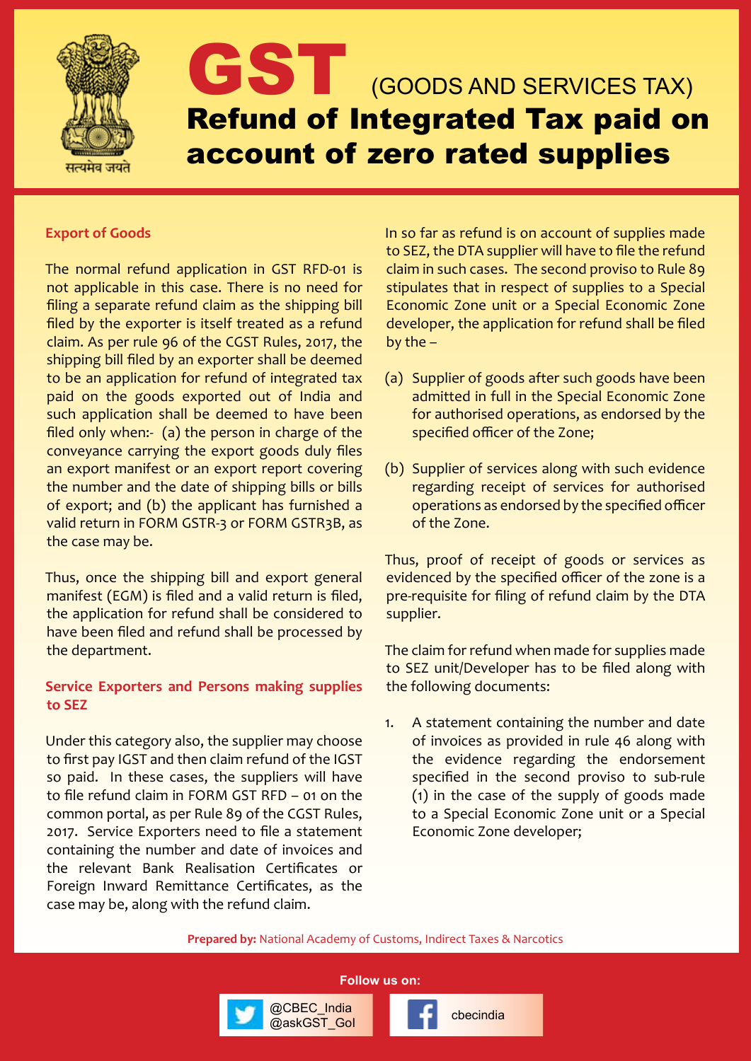# GST (GOODS AND SERVICES TAX)

## Refund of Integrated Tax paid on account of zero rated supplies

### Export of Goods

The normal refund application in GST RFD-01 is not applicable in this case. There is no need for filing a separate refund claim as the shipping bill filed by the exporter is itself treated as a refund claim. As per rule 96 of the CGST Rules, 2017, the shipping bill filed by an exporter shall be deemed to be an application for refund of integrated tax paid on the goods exported out of India and such application shall be deemed to have been filed only when:- (a) the person in charge of the conveyance carrying the export goods duly files an export manifest or an export report covering the number and the date of shipping bills or bills of export; and (b) the applicant has furnished a valid return in FORM GSTR-3 or FORM GSTR3B, as the case may be.

Thus, once the shipping bill and export general manifest (EGM) is filed and a valid return is filed, the application for refund shall be considered to have been filed and refund shall be processed by the department.

### Service Exporters and Persons making supplies to SEZ

Under this category also, the supplier may choose to first pay IGST and then claim refund of the IGST so paid. In these cases, the suppliers will have to file refund claim in FORM GST RFD – 01 on the common portal, as per Rule 89 of the CGST Rules, 2017. Service Exporters need to file a statement containing the number and date of invoices and the relevant Bank Realisation Certificates or Foreign Inward Remittance Certificates, as the case may be, along with the refund claim.

In so far as refund is on account of supplies made to SEZ, the DTA supplier will have to file the refund claim in such cases. The second proviso to Rule 89 stipulates that in respect of supplies to a Special Economic Zone unit or a Special Economic Zone developer, the application for refund shall be filed by the –

(a) Supplier of goods after such goods have been admitted in full in the Special Economic Zone for authorised operations, as endorsed by the specified officer of the Zone;

(b) Supplier of services along with such evidence regarding receipt of services for authorised operations as endorsed by the specified officer of the Zone.

Thus, proof of receipt of goods or services as evidenced by the specified officer of the zone is a pre-requisite for filing of refund claim by the DTA supplier.

The claim for refund when made for supplies made to SEZ unit/Developer has to be filed along with the following documents:

1. A statement containing the number and date of invoices as provided in rule 46 along with the evidence regarding the endorsement specified in the second proviso to sub-rule (1) in the case of the supply of goods made to a Special Economic Zone unit or a Special Economic Zone developer;

**Prepared by:** National Academy of Customs, Indirect Taxes & Narcotics

Follow us on:

@CBEC_India
@askGST_GoI

cbecindia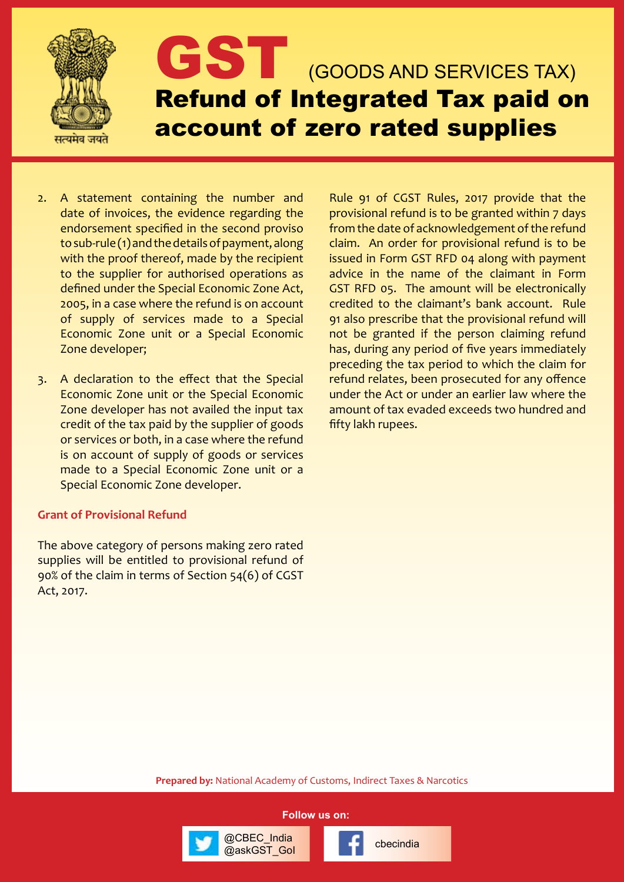# GST (GOODS AND SERVICES TAX)

## Refund of Integrated Tax paid on account of zero rated supplies

2. A statement containing the number and date of invoices, the evidence regarding the endorsement specified in the second proviso to sub-rule (1) and the details of payment, along with the proof thereof, made by the recipient to the supplier for authorised operations as defined under the Special Economic Zone Act, 2005, in a case where the refund is on account of supply of services made to a Special Economic Zone unit or a Special Economic Zone developer;

3. A declaration to the effect that the Special Economic Zone unit or the Special Economic Zone developer has not availed the input tax credit of the tax paid by the supplier of goods or services or both, in a case where the refund is on account of supply of goods or services made to a Special Economic Zone unit or a Special Economic Zone developer.

### Grant of Provisional Refund

The above category of persons making zero rated supplies will be entitled to provisional refund of 90% of the claim in terms of Section 54(6) of CGST Act, 2017.

Rule 91 of CGST Rules, 2017 provide that the provisional refund is to be granted within 7 days from the date of acknowledgement of the refund claim. An order for provisional refund is to be issued in Form GST RFD 04 along with payment advice in the name of the claimant in Form GST RFD 05. The amount will be electronically credited to the claimant's bank account. Rule 91 also prescribe that the provisional refund will not be granted if the person claiming refund has, during any period of five years immediately preceding the tax period to which the claim for refund relates, been prosecuted for any offence under the Act or under an earlier law where the amount of tax evaded exceeds two hundred and fifty lakh rupees.

**Prepared by:** National Academy of Customs, Indirect Taxes & Narcotics

Follow us on:

@CBEC_India
@askGST_GoI

cbecindia